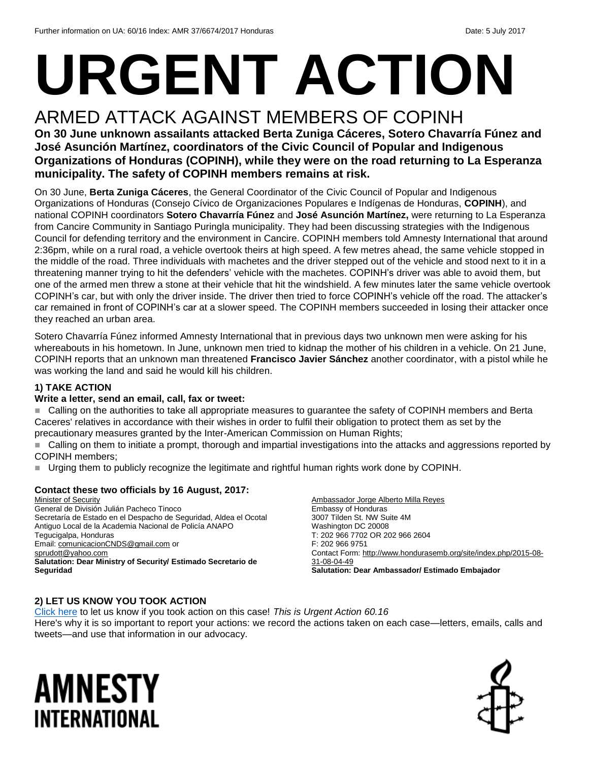Further information on UA: 60/16 Index: AMR 37/6674/2017 Honduras Date: 5 July 2017

# URGENT ACTION

## ARMED ATTACK AGAINST MEMBERS OF COPINH

**On 30 June unknown assailants attacked Berta Zuniga Cáceres, Sotero Chavarría Fúnez and José Asunción Martínez, coordinators of the Civic Council of Popular and Indigenous Organizations of Honduras (COPINH), while they were on the road returning to La Esperanza municipality. The safety of COPINH members remains at risk.**

On 30 June, **Berta Zuniga Cáceres**, the General Coordinator of the Civic Council of Popular and Indigenous Organizations of Honduras (Consejo Cívico de Organizaciones Populares e Indígenas de Honduras, **COPINH**), and national COPINH coordinators **Sotero Chavarría Fúnez** and **José Asunción Martínez,** were returning to La Esperanza from Cancire Community in Santiago Puringla municipality. They had been discussing strategies with the Indigenous Council for defending territory and the environment in Cancire. COPINH members told Amnesty International that around 2:36pm, while on a rural road, a vehicle overtook theirs at high speed. A few metres ahead, the same vehicle stopped in the middle of the road. Three individuals with machetes and the driver stepped out of the vehicle and stood next to it in a threatening manner trying to hit the defenders' vehicle with the machetes. COPINH's driver was able to avoid them, but one of the armed men threw a stone at their vehicle that hit the windshield. A few minutes later the same vehicle overtook COPINH's car, but with only the driver inside. The driver then tried to force COPINH's vehicle off the road. The attacker's car remained in front of COPINH's car at a slower speed. The COPINH members succeeded in losing their attacker once they reached an urban area.

Sotero Chavarría Fúnez informed Amnesty International that in previous days two unknown men were asking for his whereabouts in his hometown. In June, unknown men tried to kidnap the mother of his children in a vehicle. On 21 June, COPINH reports that an unknown man threatened **Francisco Javier Sánchez** another coordinator, with a pistol while he was working the land and said he would kill his children.

### 1) TAKE ACTION

**Write a letter, send an email, call, fax or tweet:**

- Calling on the authorities to take all appropriate measures to guarantee the safety of COPINH members and Berta Caceres' relatives in accordance with their wishes in order to fulfil their obligation to protect them as set by the precautionary measures granted by the Inter-American Commission on Human Rights;
- Calling on them to initiate a prompt, thorough and impartial investigations into the attacks and aggressions reported by COPINH members;
- Urging them to publicly recognize the legitimate and rightful human rights work done by COPINH.

**Contact these two officials by 16 August, 2017:**

Minister of Security
General de División Julián Pacheco Tinoco
Secretaría de Estado en el Despacho de Seguridad, Aldea el Ocotal
Antiguo Local de la Academia Nacional de Policía ANAPO
Tegucigalpa, Honduras
Email: comunicacionCNDS@gmail.com or
sprudott@yahoo.com
**Salutation: Dear Ministry of Security/ Estimado Secretario de Seguridad**

Ambassador Jorge Alberto Milla Reyes
Embassy of Honduras
3007 Tilden St. NW Suite 4M
Washington DC 20008
T: 202 966 7702 OR 202 966 2604
F: 202 966 9751
Contact Form: http://www.hondurasemb.org/site/index.php/2015-08-31-08-04-49
**Salutation: Dear Ambassador/ Estimado Embajador**

### 2) LET US KNOW YOU TOOK ACTION

Click here to let us know if you took action on this case! *This is Urgent Action 60.16*
Here's why it is so important to report your actions: we record the actions taken on each case—letters, emails, calls and tweets—and use that information in our advocacy.

AMNESTY INTERNATIONAL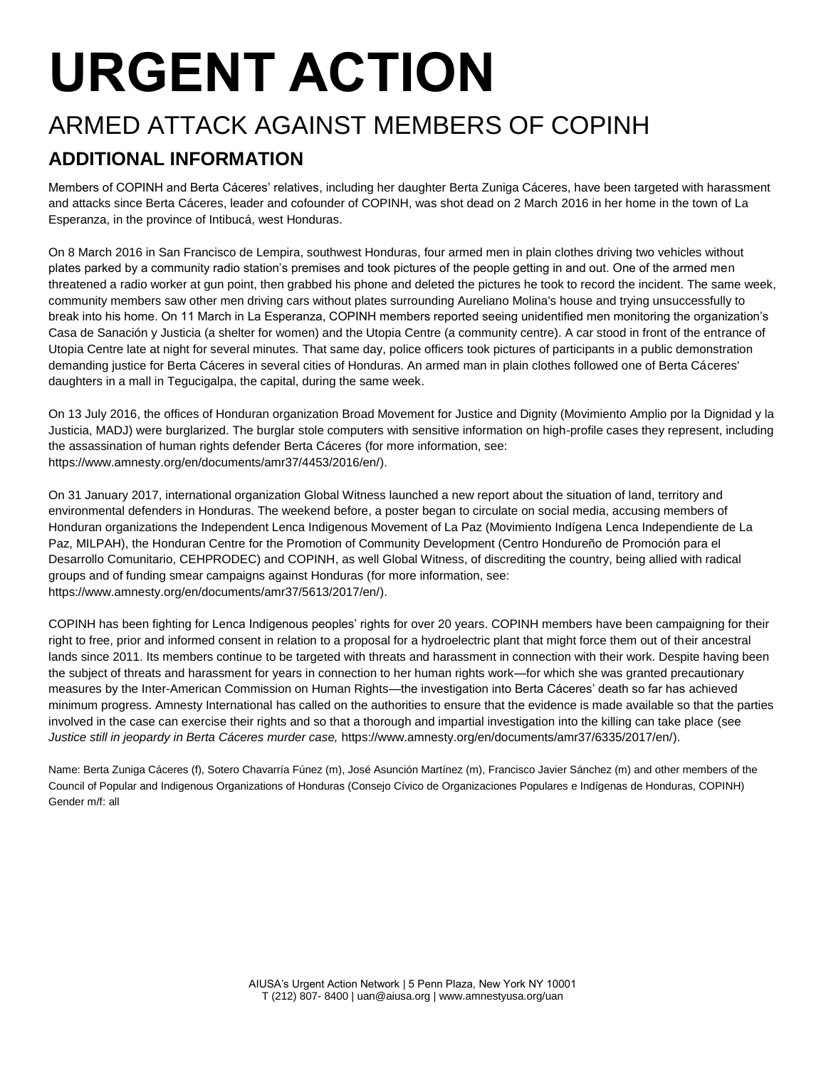# URGENT ACTION

## ARMED ATTACK AGAINST MEMBERS OF COPINH

### ADDITIONAL INFORMATION

Members of COPINH and Berta Cáceres' relatives, including her daughter Berta Zuniga Cáceres, have been targeted with harassment and attacks since Berta Cáceres, leader and cofounder of COPINH, was shot dead on 2 March 2016 in her home in the town of La Esperanza, in the province of Intibucá, west Honduras.

On 8 March 2016 in San Francisco de Lempira, southwest Honduras, four armed men in plain clothes driving two vehicles without plates parked by a community radio station's premises and took pictures of the people getting in and out. One of the armed men threatened a radio worker at gun point, then grabbed his phone and deleted the pictures he took to record the incident. The same week, community members saw other men driving cars without plates surrounding Aureliano Molina's house and trying unsuccessfully to break into his home. On 11 March in La Esperanza, COPINH members reported seeing unidentified men monitoring the organization's Casa de Sanación y Justicia (a shelter for women) and the Utopia Centre (a community centre). A car stood in front of the entrance of Utopia Centre late at night for several minutes. That same day, police officers took pictures of participants in a public demonstration demanding justice for Berta Cáceres in several cities of Honduras. An armed man in plain clothes followed one of Berta Cáceres' daughters in a mall in Tegucigalpa, the capital, during the same week.

On 13 July 2016, the offices of Honduran organization Broad Movement for Justice and Dignity (Movimiento Amplio por la Dignidad y la Justicia, MADJ) were burglarized. The burglar stole computers with sensitive information on high-profile cases they represent, including the assassination of human rights defender Berta Cáceres (for more information, see: https://www.amnesty.org/en/documents/amr37/4453/2016/en/).

On 31 January 2017, international organization Global Witness launched a new report about the situation of land, territory and environmental defenders in Honduras. The weekend before, a poster began to circulate on social media, accusing members of Honduran organizations the Independent Lenca Indigenous Movement of La Paz (Movimiento Indígena Lenca Independiente de La Paz, MILPAH), the Honduran Centre for the Promotion of Community Development (Centro Hondureño de Promoción para el Desarrollo Comunitario, CEHPRODEC) and COPINH, as well Global Witness, of discrediting the country, being allied with radical groups and of funding smear campaigns against Honduras (for more information, see: https://www.amnesty.org/en/documents/amr37/5613/2017/en/).

COPINH has been fighting for Lenca Indigenous peoples' rights for over 20 years. COPINH members have been campaigning for their right to free, prior and informed consent in relation to a proposal for a hydroelectric plant that might force them out of their ancestral lands since 2011. Its members continue to be targeted with threats and harassment in connection with their work. Despite having been the subject of threats and harassment for years in connection to her human rights work—for which she was granted precautionary measures by the Inter-American Commission on Human Rights—the investigation into Berta Cáceres' death so far has achieved minimum progress. Amnesty International has called on the authorities to ensure that the evidence is made available so that the parties involved in the case can exercise their rights and so that a thorough and impartial investigation into the killing can take place (see *Justice still in jeopardy in Berta Cáceres murder case,* https://www.amnesty.org/en/documents/amr37/6335/2017/en/).

Name: Berta Zuniga Cáceres (f), Sotero Chavarría Fúnez (m), José Asunción Martínez (m), Francisco Javier Sánchez (m) and other members of the Council of Popular and Indigenous Organizations of Honduras (Consejo Cívico de Organizaciones Populares e Indígenas de Honduras, COPINH)
Gender m/f: all

AIUSA's Urgent Action Network | 5 Penn Plaza, New York NY 10001
T (212) 807- 8400 | uan@aiusa.org | www.amnestyusa.org/uan